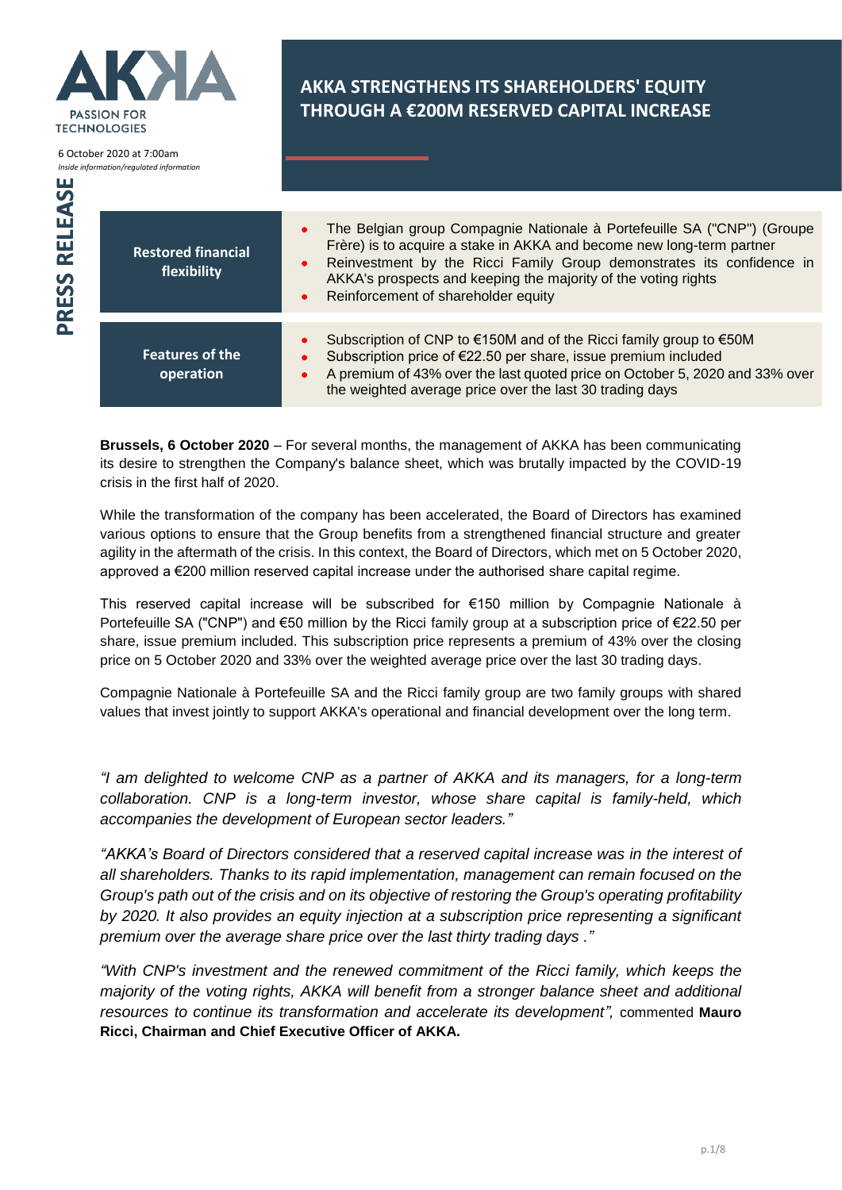AKKA
PASSION FOR TECHNOLOGIES

6 October 2020 at 7:00am
*Inside information/regulated information*

PRESS RELEASE

# AKKA STRENGTHENS ITS SHAREHOLDERS' EQUITY THROUGH A €200M RESERVED CAPITAL INCREASE

| | |
|---|---|
| **Restored financial flexibility** | • The Belgian group Compagnie Nationale à Portefeuille SA ("CNP") (Groupe Frère) is to acquire a stake in AKKA and become new long-term partner<br>• Reinvestment by the Ricci Family Group demonstrates its confidence in AKKA's prospects and keeping the majority of the voting rights<br>• Reinforcement of shareholder equity |
| **Features of the operation** | • Subscription of CNP to €150M and of the Ricci family group to €50M<br>• Subscription price of €22.50 per share, issue premium included<br>• A premium of 43% over the last quoted price on October 5, 2020 and 33% over the weighted average price over the last 30 trading days |

**Brussels, 6 October 2020** – For several months, the management of AKKA has been communicating its desire to strengthen the Company's balance sheet, which was brutally impacted by the COVID-19 crisis in the first half of 2020.

While the transformation of the company has been accelerated, the Board of Directors has examined various options to ensure that the Group benefits from a strengthened financial structure and greater agility in the aftermath of the crisis. In this context, the Board of Directors, which met on 5 October 2020, approved a €200 million reserved capital increase under the authorised share capital regime.

This reserved capital increase will be subscribed for €150 million by Compagnie Nationale à Portefeuille SA ("CNP") and €50 million by the Ricci family group at a subscription price of €22.50 per share, issue premium included. This subscription price represents a premium of 43% over the closing price on 5 October 2020 and 33% over the weighted average price over the last 30 trading days.

Compagnie Nationale à Portefeuille SA and the Ricci family group are two family groups with shared values that invest jointly to support AKKA's operational and financial development over the long term.

*"I am delighted to welcome CNP as a partner of AKKA and its managers, for a long-term collaboration. CNP is a long-term investor, whose share capital is family-held, which accompanies the development of European sector leaders."*

*"AKKA's Board of Directors considered that a reserved capital increase was in the interest of all shareholders. Thanks to its rapid implementation, management can remain focused on the Group's path out of the crisis and on its objective of restoring the Group's operating profitability by 2020. It also provides an equity injection at a subscription price representing a significant premium over the average share price over the last thirty trading days ."*

*"With CNP's investment and the renewed commitment of the Ricci family, which keeps the majority of the voting rights, AKKA will benefit from a stronger balance sheet and additional resources to continue its transformation and accelerate its development",* commented **Mauro Ricci, Chairman and Chief Executive Officer of AKKA.**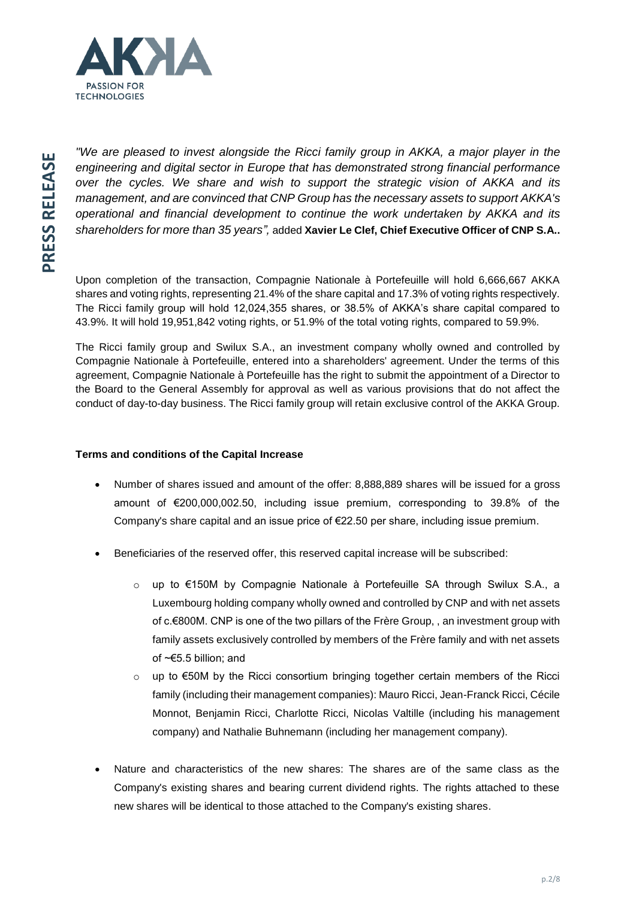*"We are pleased to invest alongside the Ricci family group in AKKA, a major player in the engineering and digital sector in Europe that has demonstrated strong financial performance over the cycles. We share and wish to support the strategic vision of AKKA and its management, and are convinced that CNP Group has the necessary assets to support AKKA's operational and financial development to continue the work undertaken by AKKA and its shareholders for more than 35 years",* added **Xavier Le Clef, Chief Executive Officer of CNP S.A..**

Upon completion of the transaction, Compagnie Nationale à Portefeuille will hold 6,666,667 AKKA shares and voting rights, representing 21.4% of the share capital and 17.3% of voting rights respectively. The Ricci family group will hold 12,024,355 shares, or 38.5% of AKKA's share capital compared to 43.9%. It will hold 19,951,842 voting rights, or 51.9% of the total voting rights, compared to 59.9%.

The Ricci family group and Swilux S.A., an investment company wholly owned and controlled by Compagnie Nationale à Portefeuille, entered into a shareholders' agreement. Under the terms of this agreement, Compagnie Nationale à Portefeuille has the right to submit the appointment of a Director to the Board to the General Assembly for approval as well as various provisions that do not affect the conduct of day-to-day business. The Ricci family group will retain exclusive control of the AKKA Group.

**Terms and conditions of the Capital Increase**

- Number of shares issued and amount of the offer: 8,888,889 shares will be issued for a gross amount of €200,000,002.50, including issue premium, corresponding to 39.8% of the Company's share capital and an issue price of €22.50 per share, including issue premium.
- Beneficiaries of the reserved offer, this reserved capital increase will be subscribed:
  - up to €150M by Compagnie Nationale à Portefeuille SA through Swilux S.A., a Luxembourg holding company wholly owned and controlled by CNP and with net assets of c.€800M. CNP is one of the two pillars of the Frère Group, , an investment group with family assets exclusively controlled by members of the Frère family and with net assets of ~€5.5 billion; and
  - up to €50M by the Ricci consortium bringing together certain members of the Ricci family (including their management companies): Mauro Ricci, Jean-Franck Ricci, Cécile Monnot, Benjamin Ricci, Charlotte Ricci, Nicolas Valtille (including his management company) and Nathalie Buhnemann (including her management company).
- Nature and characteristics of the new shares: The shares are of the same class as the Company's existing shares and bearing current dividend rights. The rights attached to these new shares will be identical to those attached to the Company's existing shares.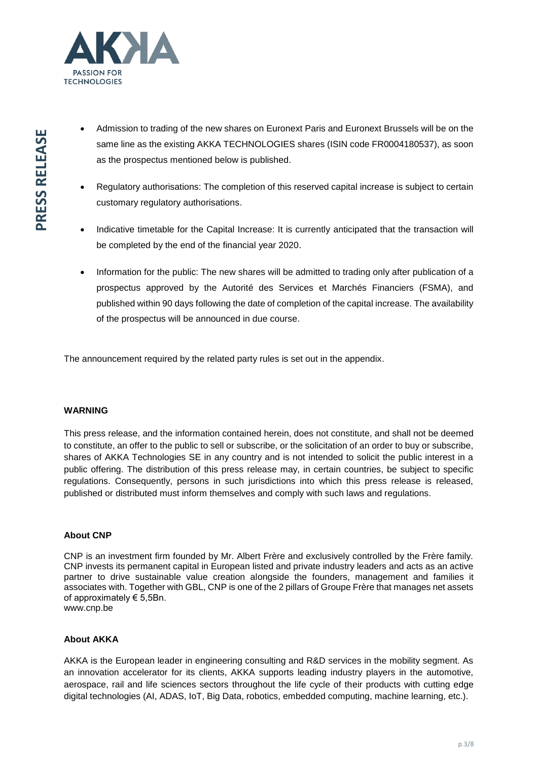- Admission to trading of the new shares on Euronext Paris and Euronext Brussels will be on the same line as the existing AKKA TECHNOLOGIES shares (ISIN code FR0004180537), as soon as the prospectus mentioned below is published.
- Regulatory authorisations: The completion of this reserved capital increase is subject to certain customary regulatory authorisations.
- Indicative timetable for the Capital Increase: It is currently anticipated that the transaction will be completed by the end of the financial year 2020.
- Information for the public: The new shares will be admitted to trading only after publication of a prospectus approved by the Autorité des Services et Marchés Financiers (FSMA), and published within 90 days following the date of completion of the capital increase. The availability of the prospectus will be announced in due course.

The announcement required by the related party rules is set out in the appendix.

**WARNING**

This press release, and the information contained herein, does not constitute, and shall not be deemed to constitute, an offer to the public to sell or subscribe, or the solicitation of an order to buy or subscribe, shares of AKKA Technologies SE in any country and is not intended to solicit the public interest in a public offering. The distribution of this press release may, in certain countries, be subject to specific regulations. Consequently, persons in such jurisdictions into which this press release is released, published or distributed must inform themselves and comply with such laws and regulations.

**About CNP**

CNP is an investment firm founded by Mr. Albert Frère and exclusively controlled by the Frère family. CNP invests its permanent capital in European listed and private industry leaders and acts as an active partner to drive sustainable value creation alongside the founders, management and families it associates with. Together with GBL, CNP is one of the 2 pillars of Groupe Frère that manages net assets of approximately € 5,5Bn.
www.cnp.be

**About AKKA**

AKKA is the European leader in engineering consulting and R&D services in the mobility segment. As an innovation accelerator for its clients, AKKA supports leading industry players in the automotive, aerospace, rail and life sciences sectors throughout the life cycle of their products with cutting edge digital technologies (AI, ADAS, IoT, Big Data, robotics, embedded computing, machine learning, etc.).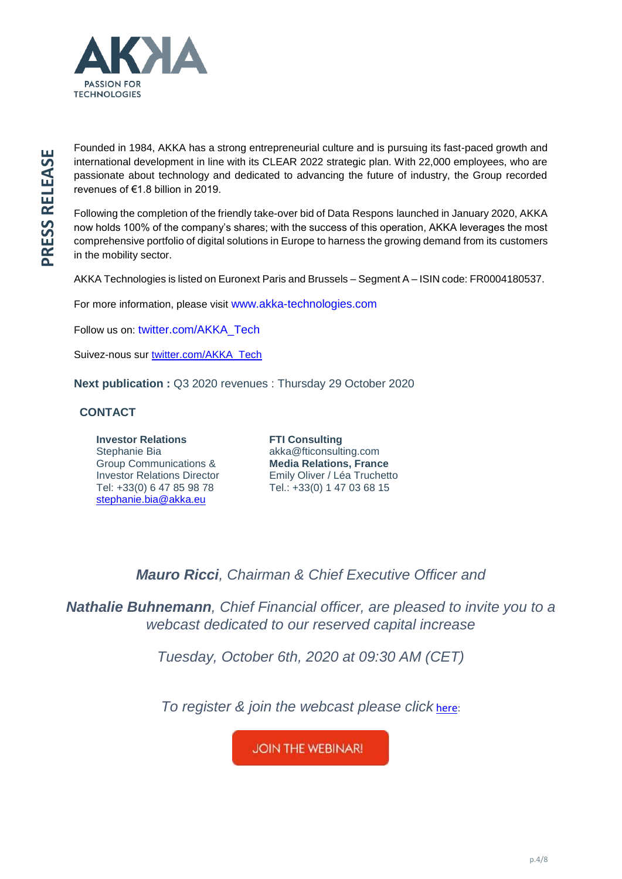Founded in 1984, AKKA has a strong entrepreneurial culture and is pursuing its fast-paced growth and international development in line with its CLEAR 2022 strategic plan. With 22,000 employees, who are passionate about technology and dedicated to advancing the future of industry, the Group recorded revenues of €1.8 billion in 2019.

Following the completion of the friendly take-over bid of Data Respons launched in January 2020, AKKA now holds 100% of the company's shares; with the success of this operation, AKKA leverages the most comprehensive portfolio of digital solutions in Europe to harness the growing demand from its customers in the mobility sector.

AKKA Technologies is listed on Euronext Paris and Brussels – Segment A – ISIN code: FR0004180537.

For more information, please visit www.akka-technologies.com

Follow us on: twitter.com/AKKA_Tech

Suivez-nous sur twitter.com/AKKA_Tech

**Next publication :** Q3 2020 revenues : Thursday 29 October 2020

## CONTACT

**Investor Relations**
Stephanie Bia
Group Communications & Investor Relations Director
Tel: +33(0) 6 47 85 98 78
stephanie.bia@akka.eu

**FTI Consulting**
akka@fticonsulting.com
**Media Relations, France**
Emily Oliver / Léa Truchetto
Tel.: +33(0) 1 47 03 68 15

***Mauro Ricci**, Chairman & Chief Executive Officer and*

***Nathalie Buhnemann**, Chief Financial officer, are pleased to invite you to a webcast dedicated to our reserved capital increase*

*Tuesday, October 6th, 2020 at 09:30 AM (CET)*

*To register & join the webcast please click* here:

JOIN THE WEBINAR!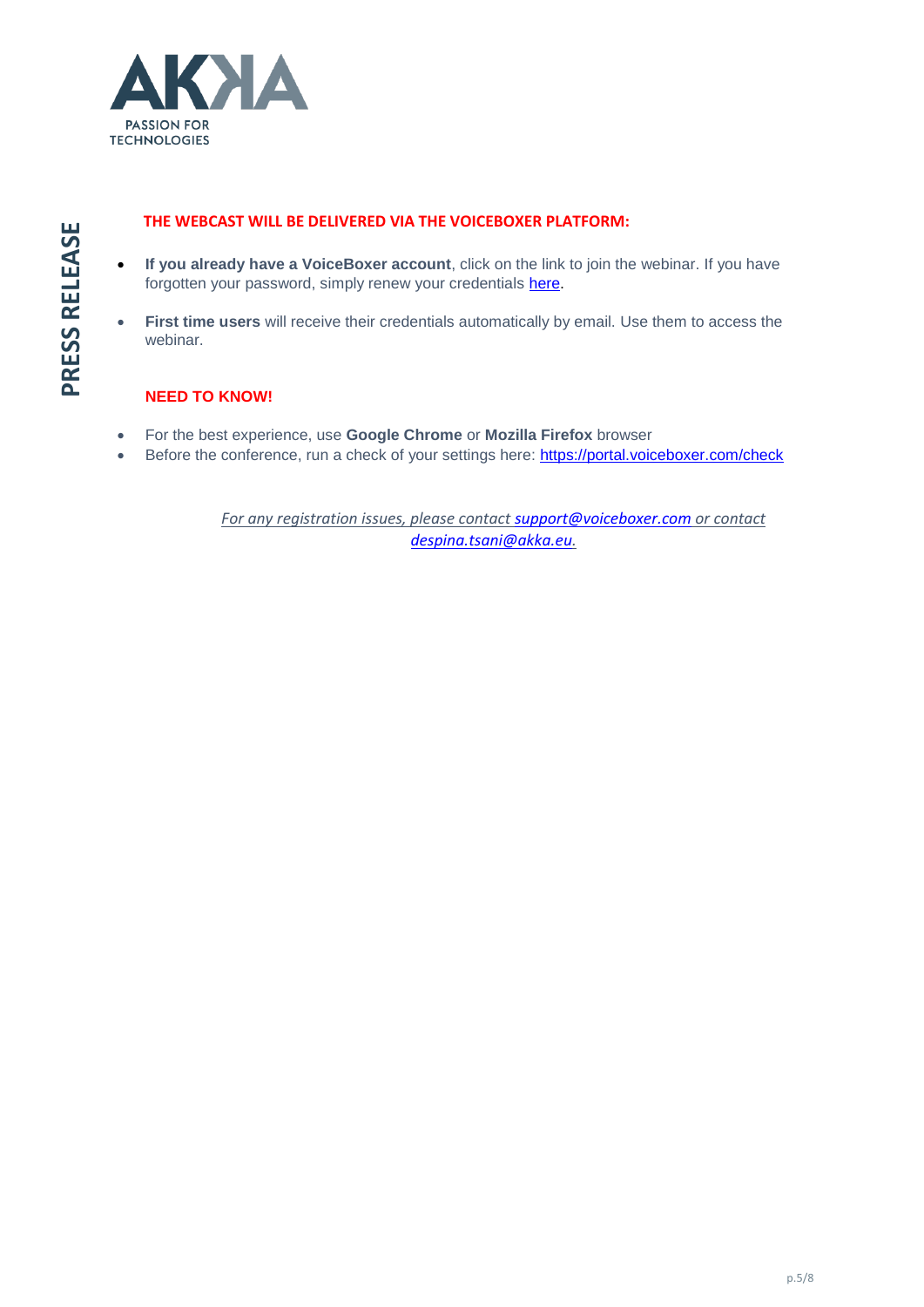**THE WEBCAST WILL BE DELIVERED VIA THE VOICEBOXER PLATFORM:**

- **If you already have a VoiceBoxer account**, click on the link to join the webinar. If you have forgotten your password, simply renew your credentials here.
- **First time users** will receive their credentials automatically by email. Use them to access the webinar.

**NEED TO KNOW!**

- For the best experience, use **Google Chrome** or **Mozilla Firefox** browser
- Before the conference, run a check of your settings here: https://portal.voiceboxer.com/check

*For any registration issues, please contact support@voiceboxer.com or contact despina.tsani@akka.eu.*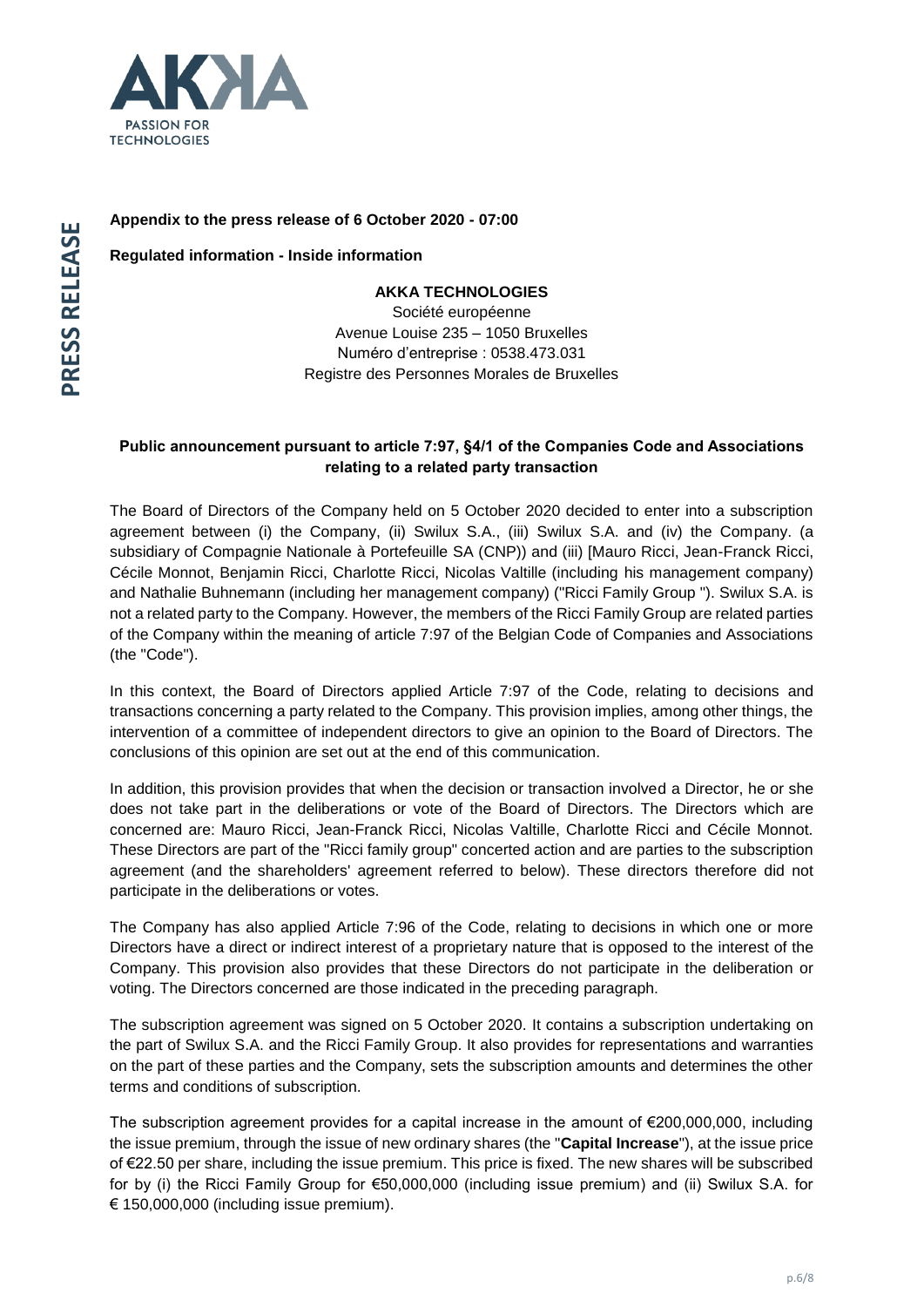**Appendix to the press release of 6 October 2020 - 07:00**

**Regulated information - Inside information**

**AKKA TECHNOLOGIES**
Société européenne
Avenue Louise 235 – 1050 Bruxelles
Numéro d'entreprise : 0538.473.031
Registre des Personnes Morales de Bruxelles

**Public announcement pursuant to article 7:97, §4/1 of the Companies Code and Associations relating to a related party transaction**

The Board of Directors of the Company held on 5 October 2020 decided to enter into a subscription agreement between (i) the Company, (ii) Swilux S.A., (iii) Swilux S.A. and (iv) the Company. (a subsidiary of Compagnie Nationale à Portefeuille SA (CNP)) and (iii) [Mauro Ricci, Jean-Franck Ricci, Cécile Monnot, Benjamin Ricci, Charlotte Ricci, Nicolas Valtille (including his management company) and Nathalie Buhnemann (including her management company) ("Ricci Family Group "). Swilux S.A. is not a related party to the Company. However, the members of the Ricci Family Group are related parties of the Company within the meaning of article 7:97 of the Belgian Code of Companies and Associations (the "Code").

In this context, the Board of Directors applied Article 7:97 of the Code, relating to decisions and transactions concerning a party related to the Company. This provision implies, among other things, the intervention of a committee of independent directors to give an opinion to the Board of Directors. The conclusions of this opinion are set out at the end of this communication.

In addition, this provision provides that when the decision or transaction involved a Director, he or she does not take part in the deliberations or vote of the Board of Directors. The Directors which are concerned are: Mauro Ricci, Jean-Franck Ricci, Nicolas Valtille, Charlotte Ricci and Cécile Monnot. These Directors are part of the "Ricci family group" concerted action and are parties to the subscription agreement (and the shareholders' agreement referred to below). These directors therefore did not participate in the deliberations or votes.

The Company has also applied Article 7:96 of the Code, relating to decisions in which one or more Directors have a direct or indirect interest of a proprietary nature that is opposed to the interest of the Company. This provision also provides that these Directors do not participate in the deliberation or voting. The Directors concerned are those indicated in the preceding paragraph.

The subscription agreement was signed on 5 October 2020. It contains a subscription undertaking on the part of Swilux S.A. and the Ricci Family Group. It also provides for representations and warranties on the part of these parties and the Company, sets the subscription amounts and determines the other terms and conditions of subscription.

The subscription agreement provides for a capital increase in the amount of €200,000,000, including the issue premium, through the issue of new ordinary shares (the "**Capital Increase**"), at the issue price of €22.50 per share, including the issue premium. This price is fixed. The new shares will be subscribed for by (i) the Ricci Family Group for €50,000,000 (including issue premium) and (ii) Swilux S.A. for € 150,000,000 (including issue premium).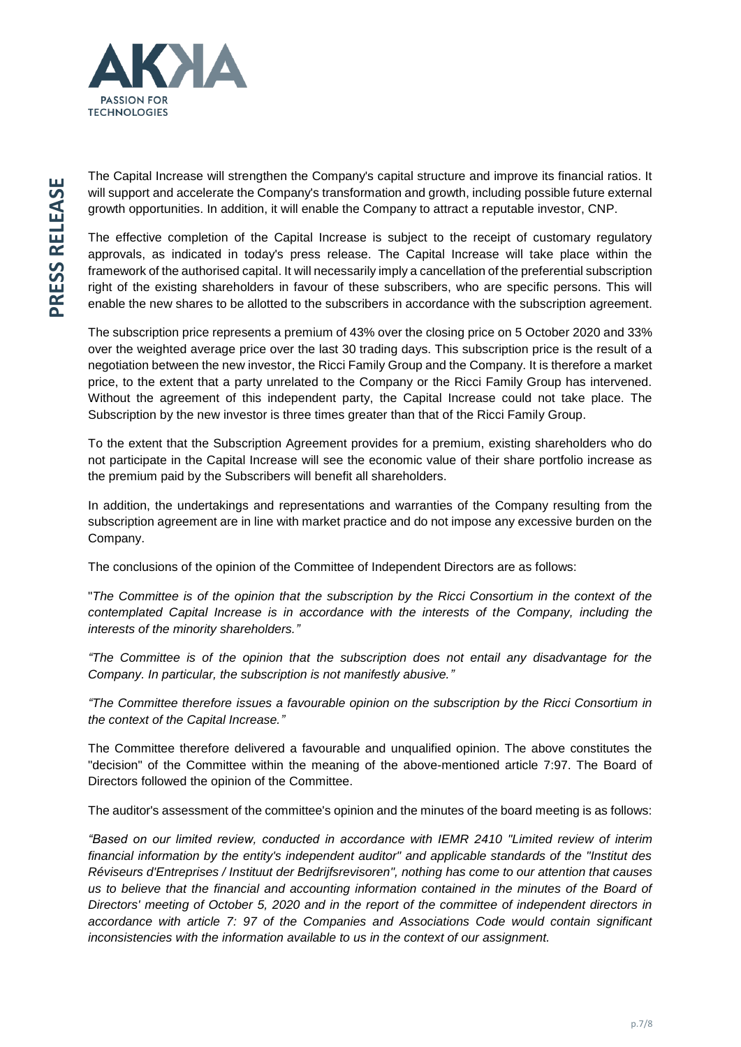The Capital Increase will strengthen the Company's capital structure and improve its financial ratios. It will support and accelerate the Company's transformation and growth, including possible future external growth opportunities. In addition, it will enable the Company to attract a reputable investor, CNP.

The effective completion of the Capital Increase is subject to the receipt of customary regulatory approvals, as indicated in today's press release. The Capital Increase will take place within the framework of the authorised capital. It will necessarily imply a cancellation of the preferential subscription right of the existing shareholders in favour of these subscribers, who are specific persons. This will enable the new shares to be allotted to the subscribers in accordance with the subscription agreement.

The subscription price represents a premium of 43% over the closing price on 5 October 2020 and 33% over the weighted average price over the last 30 trading days. This subscription price is the result of a negotiation between the new investor, the Ricci Family Group and the Company. It is therefore a market price, to the extent that a party unrelated to the Company or the Ricci Family Group has intervened. Without the agreement of this independent party, the Capital Increase could not take place. The Subscription by the new investor is three times greater than that of the Ricci Family Group.

To the extent that the Subscription Agreement provides for a premium, existing shareholders who do not participate in the Capital Increase will see the economic value of their share portfolio increase as the premium paid by the Subscribers will benefit all shareholders.

In addition, the undertakings and representations and warranties of the Company resulting from the subscription agreement are in line with market practice and do not impose any excessive burden on the Company.

The conclusions of the opinion of the Committee of Independent Directors are as follows:

"*The Committee is of the opinion that the subscription by the Ricci Consortium in the context of the contemplated Capital Increase is in accordance with the interests of the Company, including the interests of the minority shareholders.*"

*"The Committee is of the opinion that the subscription does not entail any disadvantage for the Company. In particular, the subscription is not manifestly abusive."*

*"The Committee therefore issues a favourable opinion on the subscription by the Ricci Consortium in the context of the Capital Increase."*

The Committee therefore delivered a favourable and unqualified opinion. The above constitutes the "decision" of the Committee within the meaning of the above-mentioned article 7:97. The Board of Directors followed the opinion of the Committee.

The auditor's assessment of the committee's opinion and the minutes of the board meeting is as follows:

*"Based on our limited review, conducted in accordance with IEMR 2410 "Limited review of interim financial information by the entity's independent auditor" and applicable standards of the "Institut des Réviseurs d'Entreprises / Instituut der Bedrijfsrevisoren", nothing has come to our attention that causes us to believe that the financial and accounting information contained in the minutes of the Board of Directors' meeting of October 5, 2020 and in the report of the committee of independent directors in accordance with article 7: 97 of the Companies and Associations Code would contain significant inconsistencies with the information available to us in the context of our assignment.*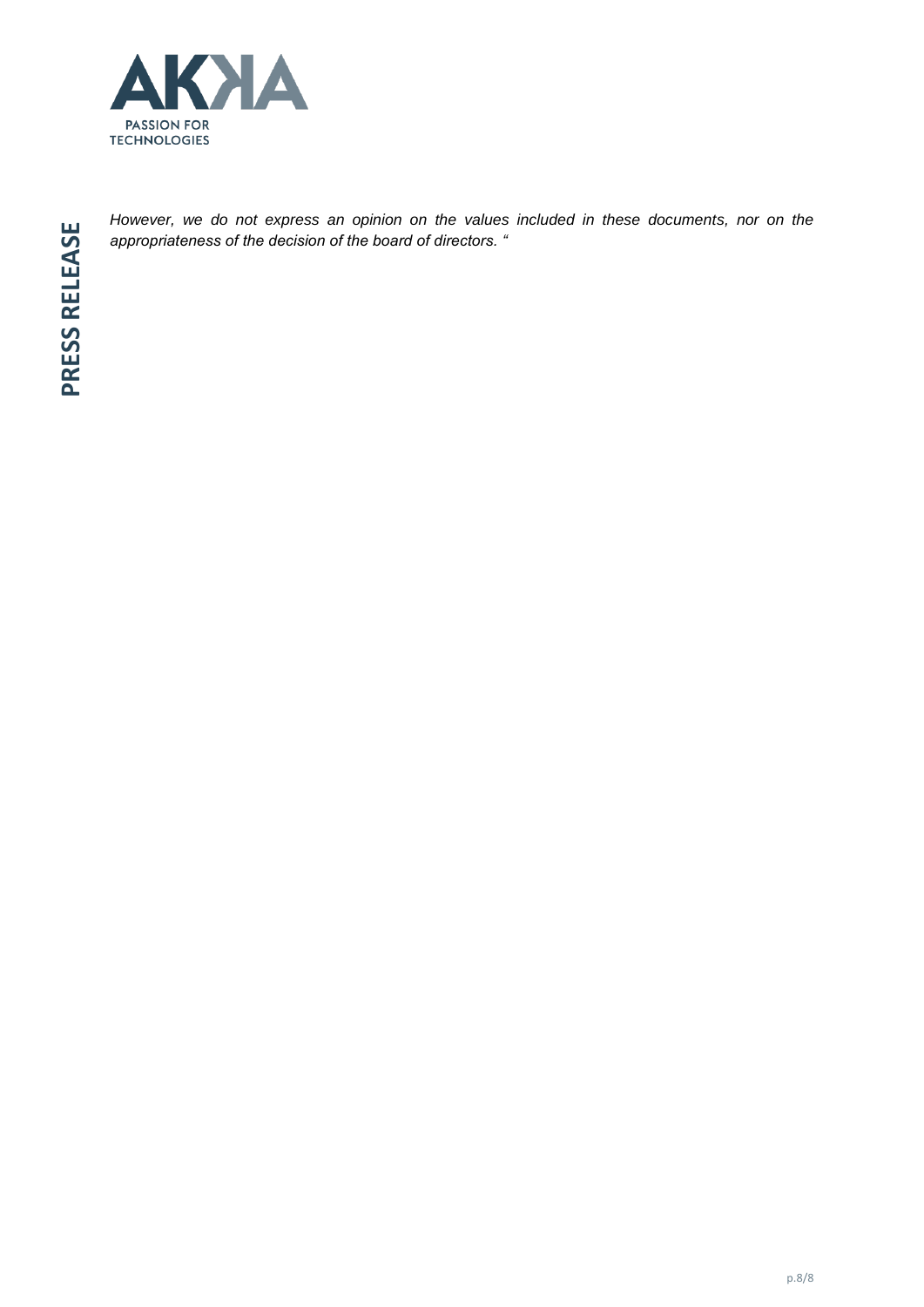*However, we do not express an opinion on the values included in these documents, nor on the appropriateness of the decision of the board of directors. "*